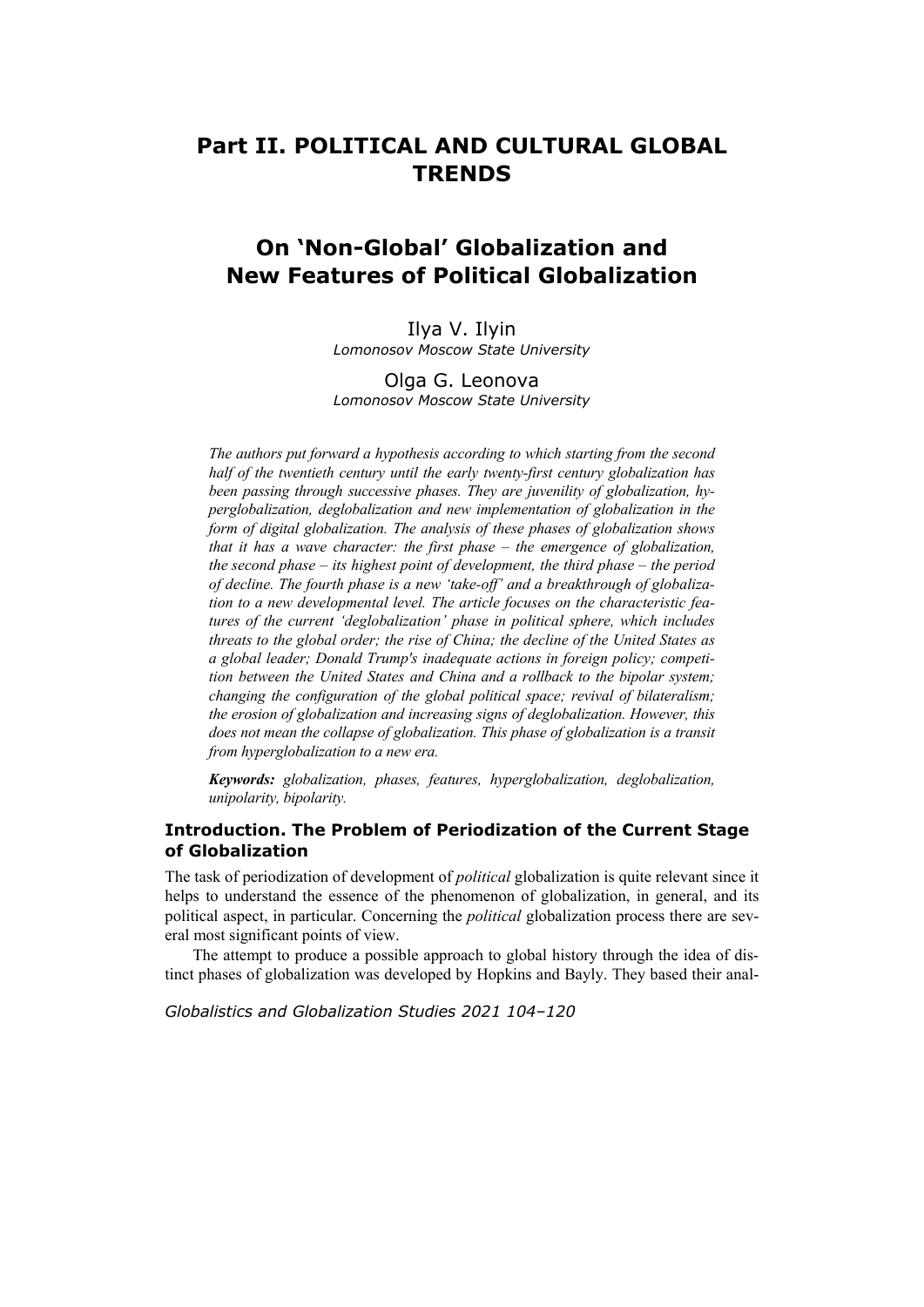# Part II. POLITICAL AND CULTURAL GLOBAL TRENDS

## On 'Non-Global' Globalization and New Features of Political Globalization

Ilya V. Ilyin
*Lomonosov Moscow State University*

Olga G. Leonova
*Lomonosov Moscow State University*

*The authors put forward a hypothesis according to which starting from the second half of the twentieth century until the early twenty-first century globalization has been passing through successive phases. They are juvenility of globalization, hyperglobalization, deglobalization and new implementation of globalization in the form of digital globalization. The analysis of these phases of globalization shows that it has a wave character: the first phase – the emergence of globalization, the second phase – its highest point of development, the third phase – the period of decline. The fourth phase is a new 'take-off' and a breakthrough of globalization to a new developmental level. The article focuses on the characteristic features of the current 'deglobalization' phase in political sphere, which includes threats to the global order; the rise of China; the decline of the United States as a global leader; Donald Trump's inadequate actions in foreign policy; competition between the United States and China and a rollback to the bipolar system; changing the configuration of the global political space; revival of bilateralism; the erosion of globalization and increasing signs of deglobalization. However, this does not mean the collapse of globalization. This phase of globalization is a transit from hyperglobalization to a new era.*

***Keywords:*** *globalization, phases, features, hyperglobalization, deglobalization, unipolarity, bipolarity.*

### Introduction. The Problem of Periodization of the Current Stage of Globalization

The task of periodization of development of *political* globalization is quite relevant since it helps to understand the essence of the phenomenon of globalization, in general, and its political aspect, in particular. Concerning the *political* globalization process there are several most significant points of view.

The attempt to produce a possible approach to global history through the idea of distinct phases of globalization was developed by Hopkins and Bayly. They based their anal-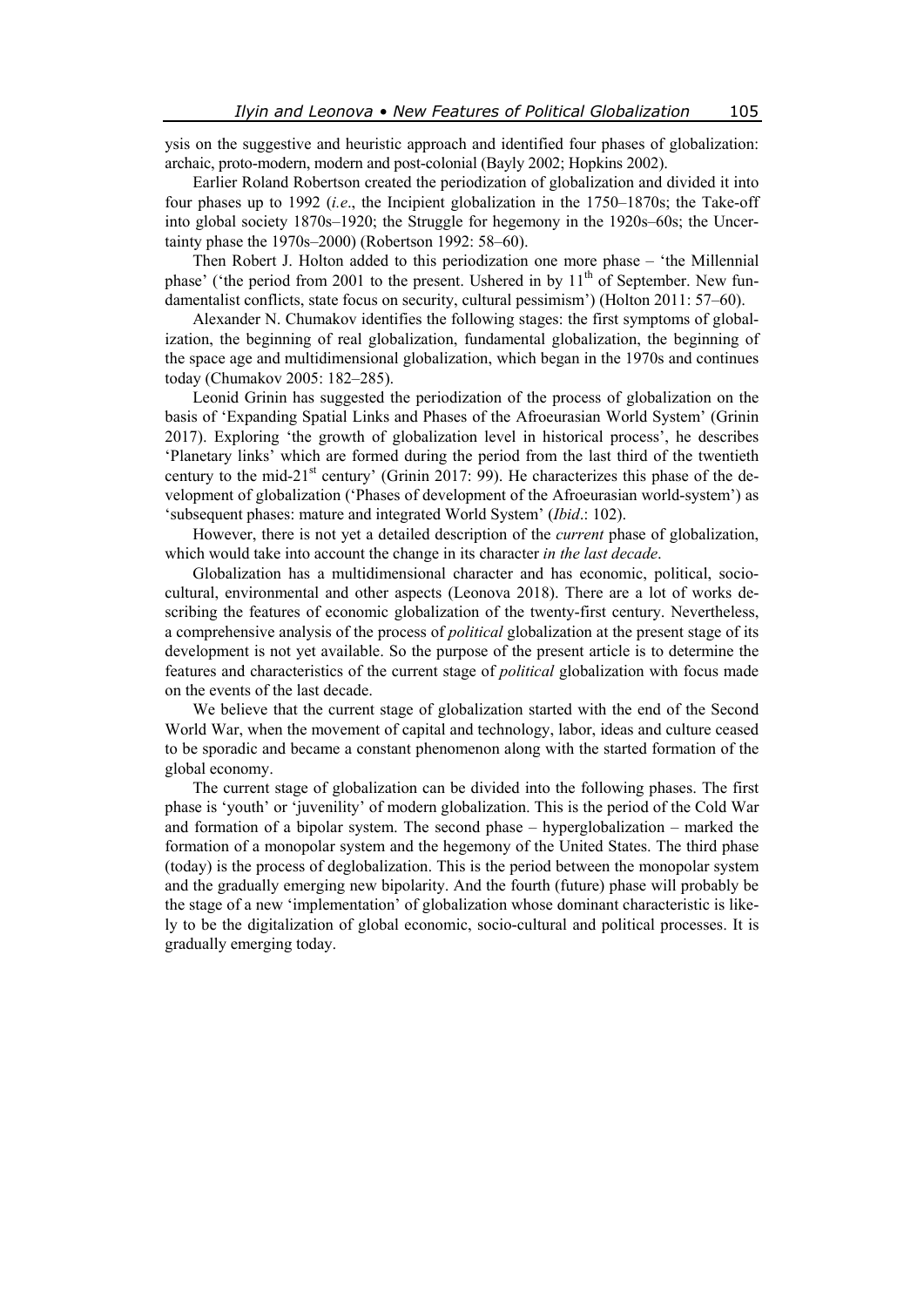ysis on the suggestive and heuristic approach and identified four phases of globalization: archaic, proto-modern, modern and post-colonial (Bayly 2002; Hopkins 2002).

Earlier Roland Robertson created the periodization of globalization and divided it into four phases up to 1992 (*i.e*., the Incipient globalization in the 1750–1870s; the Take-off into global society 1870s–1920; the Struggle for hegemony in the 1920s–60s; the Uncertainty phase the 1970s–2000) (Robertson 1992: 58–60).

Then Robert J. Holton added to this periodization one more phase – 'the Millennial phase' ('the period from 2001 to the present. Ushered in by 11th of September. New fundamentalist conflicts, state focus on security, cultural pessimism') (Holton 2011: 57–60).

Alexander N. Chumakov identifies the following stages: the first symptoms of globalization, the beginning of real globalization, fundamental globalization, the beginning of the space age and multidimensional globalization, which began in the 1970s and continues today (Chumakov 2005: 182–285).

Leonid Grinin has suggested the periodization of the process of globalization on the basis of 'Expanding Spatial Links and Phases of the Afroeurasian World System' (Grinin 2017). Exploring 'the growth of globalization level in historical process', he describes 'Planetary links' which are formed during the period from the last third of the twentieth century to the mid-21st century' (Grinin 2017: 99). He characterizes this phase of the development of globalization ('Phases of development of the Afroeurasian world-system') as 'subsequent phases: mature and integrated World System' (*Ibid*.: 102).

However, there is not yet a detailed description of the *current* phase of globalization, which would take into account the change in its character *in the last decade*.

Globalization has a multidimensional character and has economic, political, socio-cultural, environmental and other aspects (Leonova 2018). There are a lot of works describing the features of economic globalization of the twenty-first century. Nevertheless, a comprehensive analysis of the process of *political* globalization at the present stage of its development is not yet available. So the purpose of the present article is to determine the features and characteristics of the current stage of *political* globalization with focus made on the events of the last decade.

We believe that the current stage of globalization started with the end of the Second World War, when the movement of capital and technology, labor, ideas and culture ceased to be sporadic and became a constant phenomenon along with the started formation of the global economy.

The current stage of globalization can be divided into the following phases. The first phase is 'youth' or 'juvenility' of modern globalization. This is the period of the Cold War and formation of a bipolar system. The second phase – hyperglobalization – marked the formation of a monopolar system and the hegemony of the United States. The third phase (today) is the process of deglobalization. This is the period between the monopolar system and the gradually emerging new bipolarity. And the fourth (future) phase will probably be the stage of a new 'implementation' of globalization whose dominant characteristic is likely to be the digitalization of global economic, socio-cultural and political processes. It is gradually emerging today.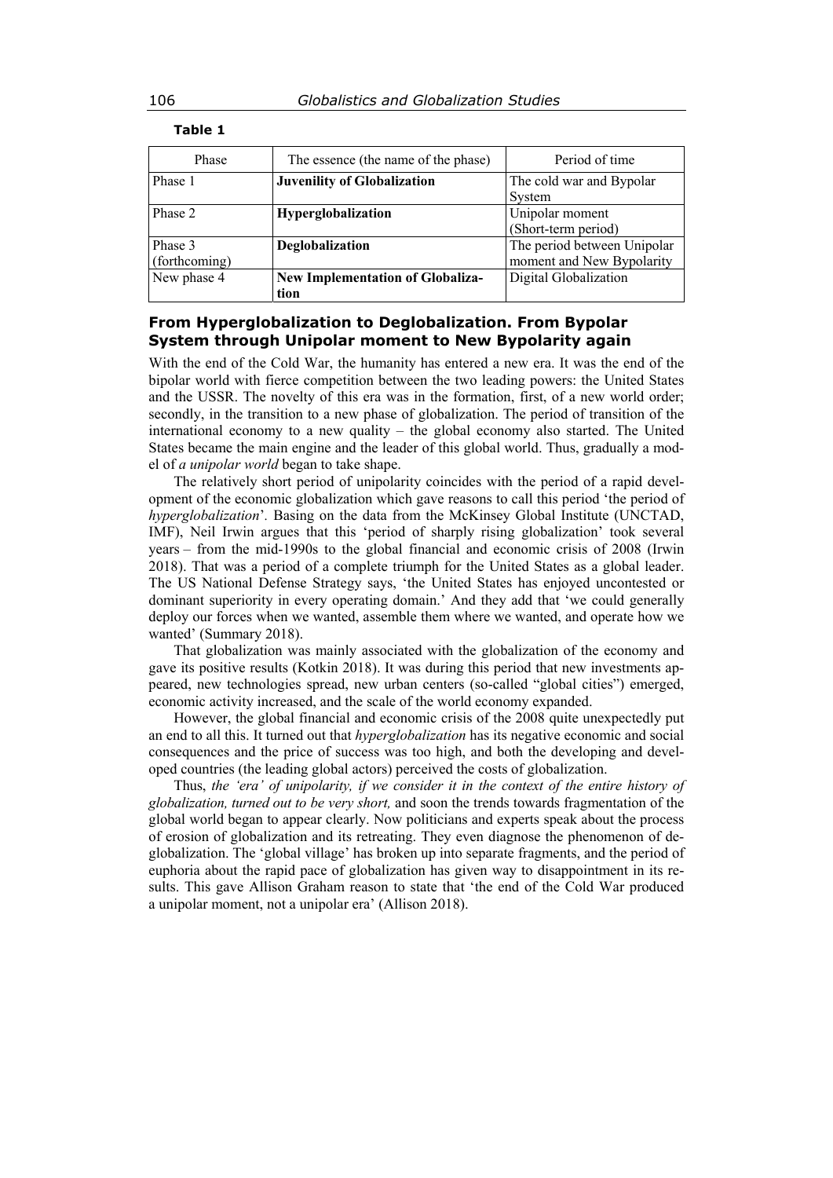**Table 1**

| Phase | The essence (the name of the phase) | Period of time |
|---|---|---|
| Phase 1 | **Juvenility of Globalization** | The cold war and Bypolar System |
| Phase 2 | **Hyperglobalization** | Unipolar moment (Short-term period) |
| Phase 3 (forthcoming) | **Deglobalization** | The period between Unipolar moment and New Bypolarity |
| New phase 4 | **New Implementation of Globalization** | Digital Globalization |

## From Hyperglobalization to Deglobalization. From Bypolar System through Unipolar moment to New Bypolarity again

With the end of the Cold War, the humanity has entered a new era. It was the end of the bipolar world with fierce competition between the two leading powers: the United States and the USSR. The novelty of this era was in the formation, first, of a new world order; secondly, in the transition to a new phase of globalization. The period of transition of the international economy to a new quality – the global economy also started. The United States became the main engine and the leader of this global world. Thus, gradually a model of *a unipolar world* began to take shape.

The relatively short period of unipolarity coincides with the period of a rapid development of the economic globalization which gave reasons to call this period 'the period of *hyperglobalization*'. Basing on the data from the McKinsey Global Institute (UNCTAD, IMF), Neil Irwin argues that this 'period of sharply rising globalization' took several years – from the mid-1990s to the global financial and economic crisis of 2008 (Irwin 2018). That was a period of a complete triumph for the United States as a global leader. The US National Defense Strategy says, 'the United States has enjoyed uncontested or dominant superiority in every operating domain.' And they add that 'we could generally deploy our forces when we wanted, assemble them where we wanted, and operate how we wanted' (Summary 2018).

That globalization was mainly associated with the globalization of the economy and gave its positive results (Kotkin 2018). It was during this period that new investments appeared, new technologies spread, new urban centers (so-called "global cities") emerged, economic activity increased, and the scale of the world economy expanded.

However, the global financial and economic crisis of the 2008 quite unexpectedly put an end to all this. It turned out that *hyperglobalization* has its negative economic and social consequences and the price of success was too high, and both the developing and developed countries (the leading global actors) perceived the costs of globalization.

Thus, *the 'era' of unipolarity, if we consider it in the context of the entire history of globalization, turned out to be very short,* and soon the trends towards fragmentation of the global world began to appear clearly. Now politicians and experts speak about the process of erosion of globalization and its retreating. They even diagnose the phenomenon of deglobalization. The 'global village' has broken up into separate fragments, and the period of euphoria about the rapid pace of globalization has given way to disappointment in its results. This gave Allison Graham reason to state that 'the end of the Cold War produced a unipolar moment, not a unipolar era' (Allison 2018).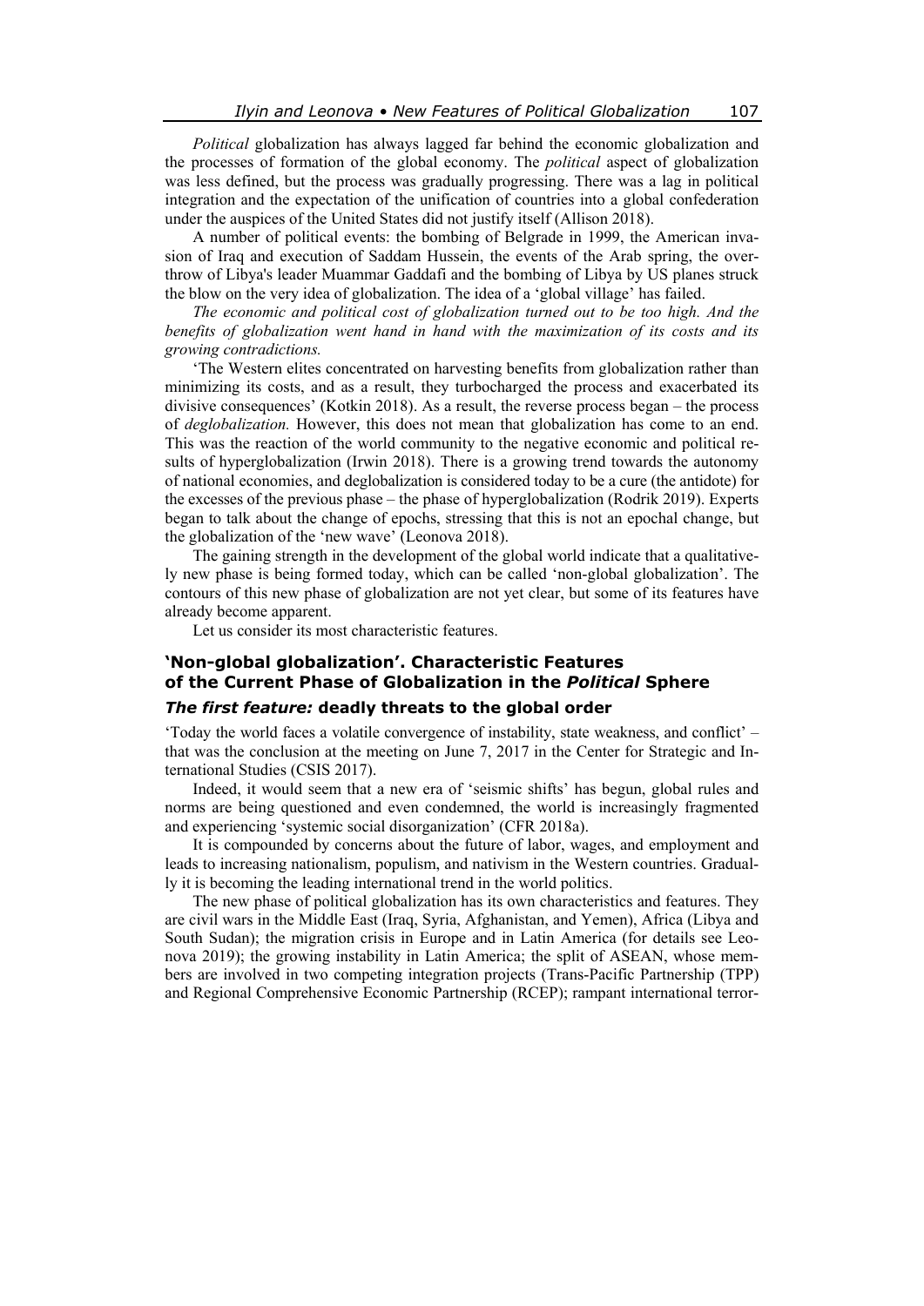*Political* globalization has always lagged far behind the economic globalization and the processes of formation of the global economy. The *political* aspect of globalization was less defined, but the process was gradually progressing. There was a lag in political integration and the expectation of the unification of countries into a global confederation under the auspices of the United States did not justify itself (Allison 2018).

A number of political events: the bombing of Belgrade in 1999, the American invasion of Iraq and execution of Saddam Hussein, the events of the Arab spring, the overthrow of Libya's leader Muammar Gaddafi and the bombing of Libya by US planes struck the blow on the very idea of globalization. The idea of a 'global village' has failed.

*The economic and political cost of globalization turned out to be too high. And the benefits of globalization went hand in hand with the maximization of its costs and its growing contradictions.*

'The Western elites concentrated on harvesting benefits from globalization rather than minimizing its costs, and as a result, they turbocharged the process and exacerbated its divisive consequences' (Kotkin 2018). As a result, the reverse process began – the process of *deglobalization.* However, this does not mean that globalization has come to an end. This was the reaction of the world community to the negative economic and political results of hyperglobalization (Irwin 2018). There is a growing trend towards the autonomy of national economies, and deglobalization is considered today to be a cure (the antidote) for the excesses of the previous phase – the phase of hyperglobalization (Rodrik 2019). Experts began to talk about the change of epochs, stressing that this is not an epochal change, but the globalization of the 'new wave' (Leonova 2018).

The gaining strength in the development of the global world indicate that a qualitatively new phase is being formed today, which can be called 'non-global globalization'. The contours of this new phase of globalization are not yet clear, but some of its features have already become apparent.

Let us consider its most characteristic features.

## 'Non-global globalization'. Characteristic Features of the Current Phase of Globalization in the *Political* Sphere

### *The first feature:* deadly threats to the global order

'Today the world faces a volatile convergence of instability, state weakness, and conflict' – that was the conclusion at the meeting on June 7, 2017 in the Center for Strategic and International Studies (CSIS 2017).

Indeed, it would seem that a new era of 'seismic shifts' has begun, global rules and norms are being questioned and even condemned, the world is increasingly fragmented and experiencing 'systemic social disorganization' (CFR 2018a).

It is compounded by concerns about the future of labor, wages, and employment and leads to increasing nationalism, populism, and nativism in the Western countries. Gradually it is becoming the leading international trend in the world politics.

The new phase of political globalization has its own characteristics and features. They are civil wars in the Middle East (Iraq, Syria, Afghanistan, and Yemen), Africa (Libya and South Sudan); the migration crisis in Europe and in Latin America (for details see Leonova 2019); the growing instability in Latin America; the split of ASEAN, whose members are involved in two competing integration projects (Trans-Pacific Partnership (TPP) and Regional Comprehensive Economic Partnership (RCEP); rampant international terror-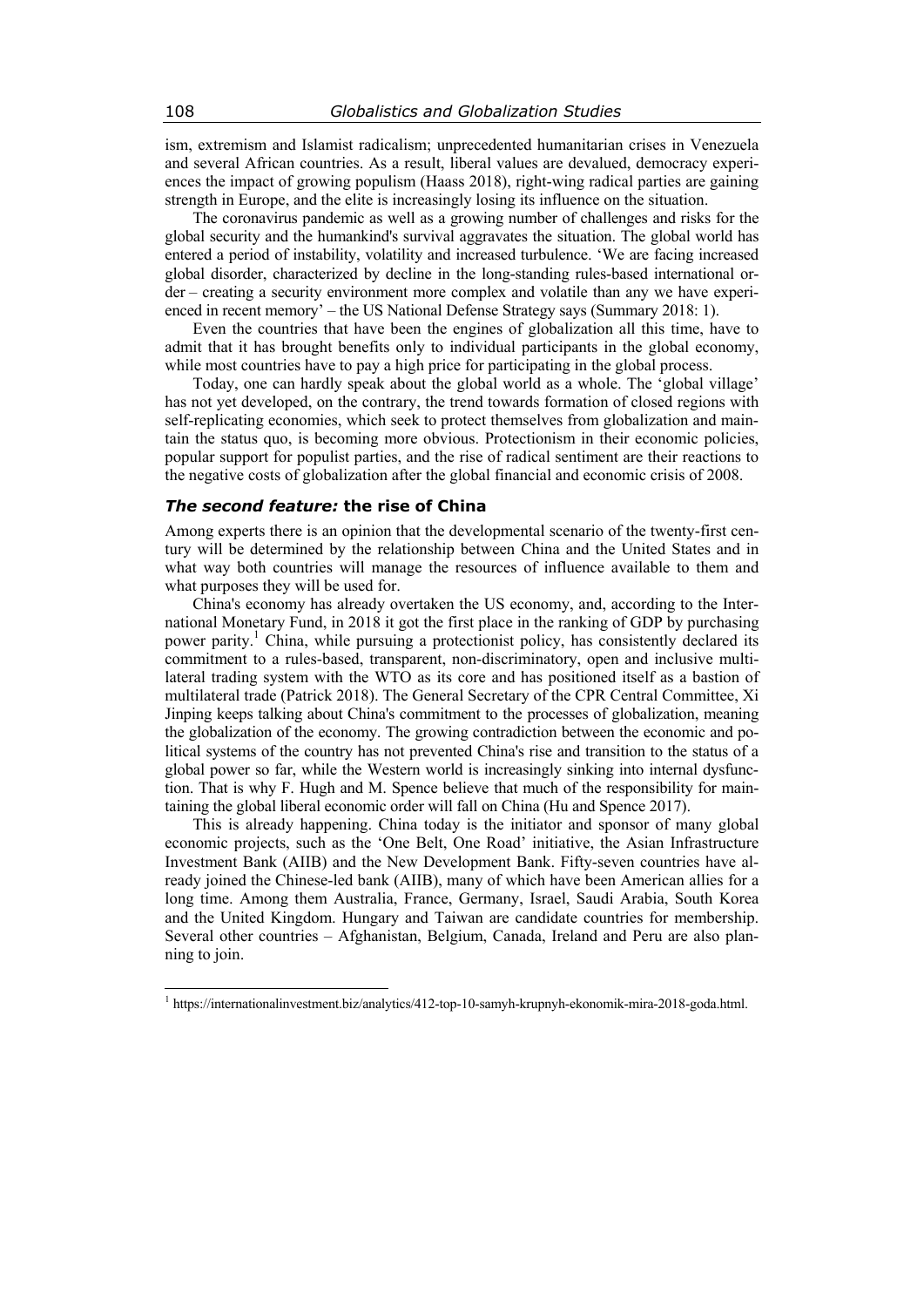ism, extremism and Islamist radicalism; unprecedented humanitarian crises in Venezuela and several African countries. As a result, liberal values are devalued, democracy experiences the impact of growing populism (Haass 2018), right-wing radical parties are gaining strength in Europe, and the elite is increasingly losing its influence on the situation.

The coronavirus pandemic as well as a growing number of challenges and risks for the global security and the humankind's survival aggravates the situation. The global world has entered a period of instability, volatility and increased turbulence. 'We are facing increased global disorder, characterized by decline in the long-standing rules-based international order – creating a security environment more complex and volatile than any we have experienced in recent memory' – the US National Defense Strategy says (Summary 2018: 1).

Even the countries that have been the engines of globalization all this time, have to admit that it has brought benefits only to individual participants in the global economy, while most countries have to pay a high price for participating in the global process.

Today, one can hardly speak about the global world as a whole. The 'global village' has not yet developed, on the contrary, the trend towards formation of closed regions with self-replicating economies, which seek to protect themselves from globalization and maintain the status quo, is becoming more obvious. Protectionism in their economic policies, popular support for populist parties, and the rise of radical sentiment are their reactions to the negative costs of globalization after the global financial and economic crisis of 2008.

### *The second feature:* the rise of China

Among experts there is an opinion that the developmental scenario of the twenty-first century will be determined by the relationship between China and the United States and in what way both countries will manage the resources of influence available to them and what purposes they will be used for.

China's economy has already overtaken the US economy, and, according to the International Monetary Fund, in 2018 it got the first place in the ranking of GDP by purchasing power parity.[1] China, while pursuing a protectionist policy, has consistently declared its commitment to a rules-based, transparent, non-discriminatory, open and inclusive multilateral trading system with the WTO as its core and has positioned itself as a bastion of multilateral trade (Patrick 2018). The General Secretary of the CPR Central Committee, Xi Jinping keeps talking about China's commitment to the processes of globalization, meaning the globalization of the economy. The growing contradiction between the economic and political systems of the country has not prevented China's rise and transition to the status of a global power so far, while the Western world is increasingly sinking into internal dysfunction. That is why F. Hugh and M. Spence believe that much of the responsibility for maintaining the global liberal economic order will fall on China (Hu and Spence 2017).

This is already happening. China today is the initiator and sponsor of many global economic projects, such as the 'One Belt, One Road' initiative, the Asian Infrastructure Investment Bank (AIIB) and the New Development Bank. Fifty-seven countries have already joined the Chinese-led bank (AIIB), many of which have been American allies for a long time. Among them Australia, France, Germany, Israel, Saudi Arabia, South Korea and the United Kingdom. Hungary and Taiwan are candidate countries for membership. Several other countries – Afghanistan, Belgium, Canada, Ireland and Peru are also planning to join.

---

[1] https://internationalinvestment.biz/analytics/412-top-10-samyh-krupnyh-ekonomik-mira-2018-goda.html.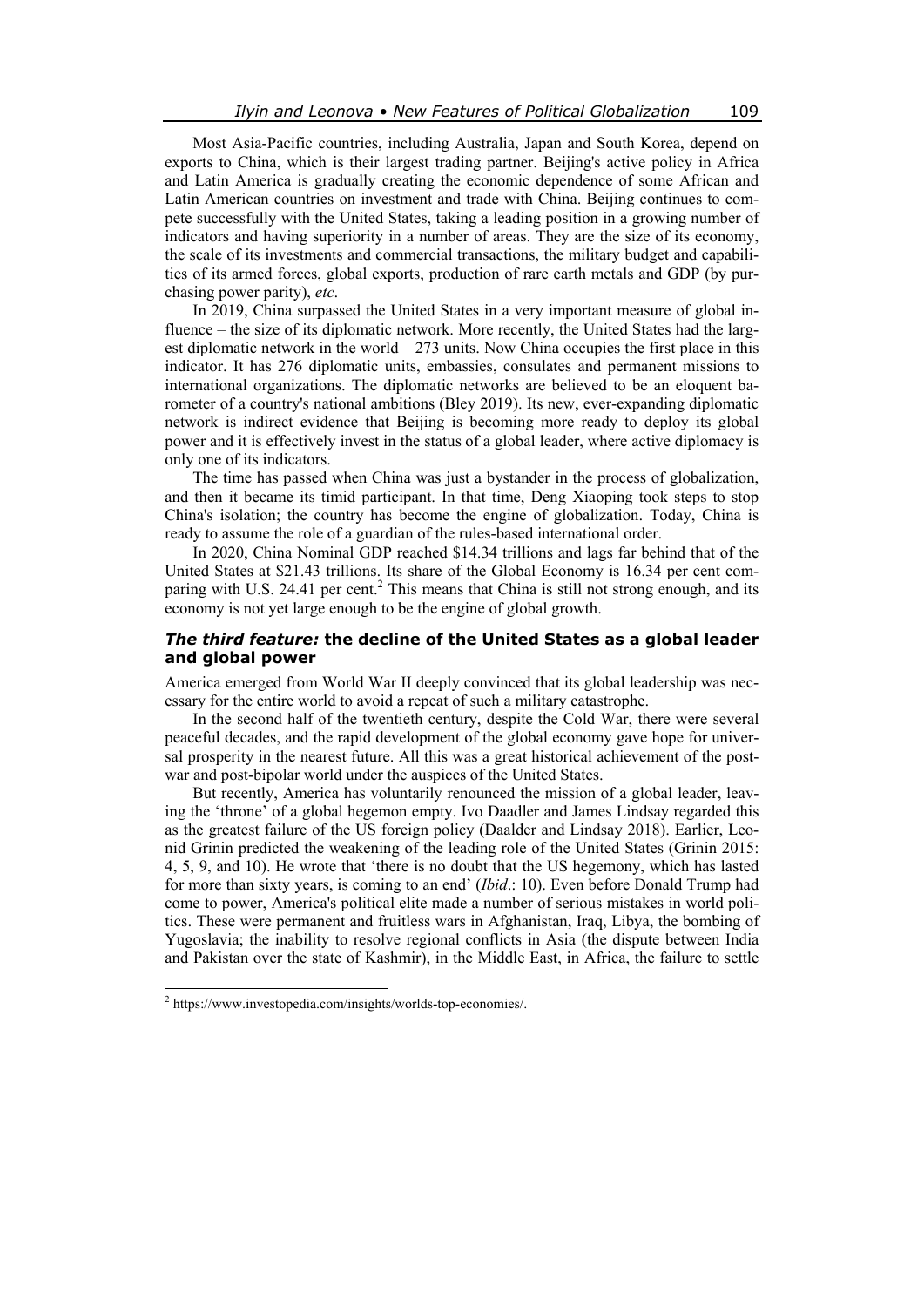Most Asia-Pacific countries, including Australia, Japan and South Korea, depend on exports to China, which is their largest trading partner. Beijing's active policy in Africa and Latin America is gradually creating the economic dependence of some African and Latin American countries on investment and trade with China. Beijing continues to compete successfully with the United States, taking a leading position in a growing number of indicators and having superiority in a number of areas. They are the size of its economy, the scale of its investments and commercial transactions, the military budget and capabilities of its armed forces, global exports, production of rare earth metals and GDP (by purchasing power parity), *etc*.

In 2019, China surpassed the United States in a very important measure of global influence – the size of its diplomatic network. More recently, the United States had the largest diplomatic network in the world – 273 units. Now China occupies the first place in this indicator. It has 276 diplomatic units, embassies, consulates and permanent missions to international organizations. The diplomatic networks are believed to be an eloquent barometer of a country's national ambitions (Bley 2019). Its new, ever-expanding diplomatic network is indirect evidence that Beijing is becoming more ready to deploy its global power and it is effectively invest in the status of a global leader, where active diplomacy is only one of its indicators.

The time has passed when China was just a bystander in the process of globalization, and then it became its timid participant. In that time, Deng Xiaoping took steps to stop China's isolation; the country has become the engine of globalization. Today, China is ready to assume the role of a guardian of the rules-based international order.

In 2020, China Nominal GDP reached \$14.34 trillions and lags far behind that of the United States at \$21.43 trillions. Its share of the Global Economy is 16.34 per cent comparing with U.S. 24.41 per cent.[2] This means that China is still not strong enough, and its economy is not yet large enough to be the engine of global growth.

### *The third feature:* the decline of the United States as a global leader and global power

America emerged from World War II deeply convinced that its global leadership was necessary for the entire world to avoid a repeat of such a military catastrophe.

In the second half of the twentieth century, despite the Cold War, there were several peaceful decades, and the rapid development of the global economy gave hope for universal prosperity in the nearest future. All this was a great historical achievement of the postwar and post-bipolar world under the auspices of the United States.

But recently, America has voluntarily renounced the mission of a global leader, leaving the 'throne' of a global hegemon empty. Ivo Daadler and James Lindsay regarded this as the greatest failure of the US foreign policy (Daalder and Lindsay 2018). Earlier, Leonid Grinin predicted the weakening of the leading role of the United States (Grinin 2015: 4, 5, 9, and 10). He wrote that 'there is no doubt that the US hegemony, which has lasted for more than sixty years, is coming to an end' (*Ibid*.: 10). Even before Donald Trump had come to power, America's political elite made a number of serious mistakes in world politics. These were permanent and fruitless wars in Afghanistan, Iraq, Libya, the bombing of Yugoslavia; the inability to resolve regional conflicts in Asia (the dispute between India and Pakistan over the state of Kashmir), in the Middle East, in Africa, the failure to settle

---

[2] https://www.investopedia.com/insights/worlds-top-economies/.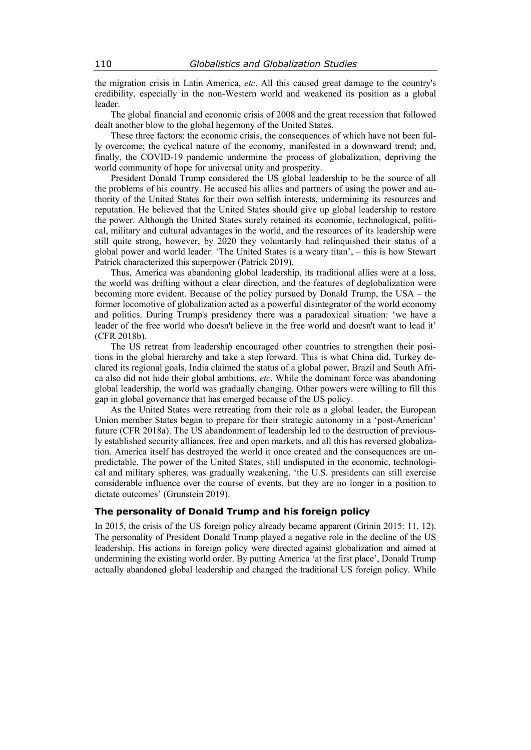the migration crisis in Latin America, *etc*. All this caused great damage to the country's credibility, especially in the non-Western world and weakened its position as a global leader.

The global financial and economic crisis of 2008 and the great recession that followed dealt another blow to the global hegemony of the United States.

These three factors: the economic crisis, the consequences of which have not been fully overcome; the cyclical nature of the economy, manifested in a downward trend; and, finally, the COVID-19 pandemic undermine the process of globalization, depriving the world community of hope for universal unity and prosperity.

President Donald Trump considered the US global leadership to be the source of all the problems of his country. He accused his allies and partners of using the power and authority of the United States for their own selfish interests, undermining its resources and reputation. He believed that the United States should give up global leadership to restore the power. Although the United States surely retained its economic, technological, political, military and cultural advantages in the world, and the resources of its leadership were still quite strong, however, by 2020 they voluntarily had relinquished their status of a global power and world leader. 'The United States is a weary titan', – this is how Stewart Patrick characterized this superpower (Patrick 2019).

Thus, America was abandoning global leadership, its traditional allies were at a loss, the world was drifting without a clear direction, and the features of deglobalization were becoming more evident. Because of the policy pursued by Donald Trump, the USA – the former locomotive of globalization acted as a powerful disintegrator of the world economy and politics. During Trump's presidency there was a paradoxical situation: 'we have a leader of the free world who doesn't believe in the free world and doesn't want to lead it' (CFR 2018b).

The US retreat from leadership encouraged other countries to strengthen their positions in the global hierarchy and take a step forward. This is what China did, Turkey declared its regional goals, India claimed the status of a global power, Brazil and South Africa also did not hide their global ambitions, *etc*. While the dominant force was abandoning global leadership, the world was gradually changing. Other powers were willing to fill this gap in global governance that has emerged because of the US policy.

As the United States were retreating from their role as a global leader, the European Union member States began to prepare for their strategic autonomy in a 'post-American' future (CFR 2018a). The US abandonment of leadership led to the destruction of previously established security alliances, free and open markets, and all this has reversed globalization. America itself has destroyed the world it once created and the consequences are unpredictable. The power of the United States, still undisputed in the economic, technological and military spheres, was gradually weakening. 'the U.S. presidents can still exercise considerable influence over the course of events, but they are no longer in a position to dictate outcomes' (Grunstein 2019).

## The personality of Donald Trump and his foreign policy

In 2015, the crisis of the US foreign policy already became apparent (Grinin 2015: 11, 12). The personality of President Donald Trump played a negative role in the decline of the US leadership. His actions in foreign policy were directed against globalization and aimed at undermining the existing world order. By putting America 'at the first place', Donald Trump actually abandoned global leadership and changed the traditional US foreign policy. While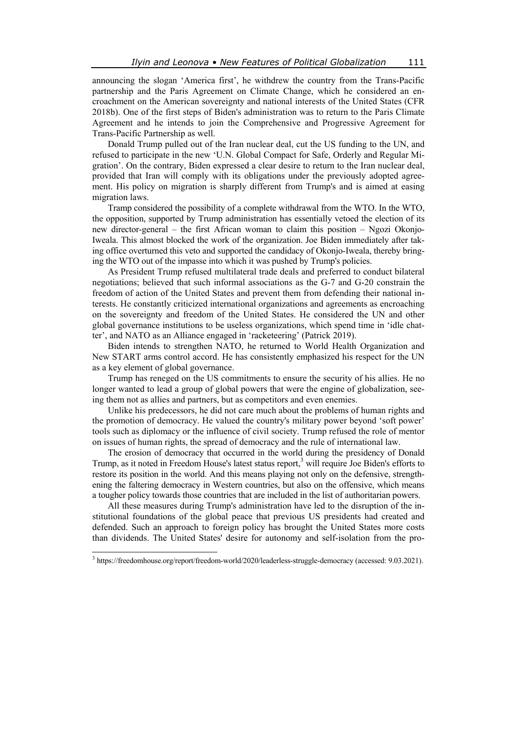announcing the slogan 'America first', he withdrew the country from the Trans-Pacific partnership and the Paris Agreement on Climate Change, which he considered an encroachment on the American sovereignty and national interests of the United States (CFR 2018b). One of the first steps of Biden's administration was to return to the Paris Climate Agreement and he intends to join the Comprehensive and Progressive Agreement for Trans-Pacific Partnership as well.

Donald Trump pulled out of the Iran nuclear deal, cut the US funding to the UN, and refused to participate in the new 'U.N. Global Compact for Safe, Orderly and Regular Migration'. On the contrary, Biden expressed a clear desire to return to the Iran nuclear deal, provided that Iran will comply with its obligations under the previously adopted agreement. His policy on migration is sharply different from Trump's and is aimed at easing migration laws.

Tramp considered the possibility of a complete withdrawal from the WTO. In the WTO, the opposition, supported by Trump administration has essentially vetoed the election of its new director-general – the first African woman to claim this position – Ngozi Okonjo-Iweala. This almost blocked the work of the organization. Joe Biden immediately after taking office overturned this veto and supported the candidacy of Okonjo-Iweala, thereby bringing the WTO out of the impasse into which it was pushed by Trump's policies.

As President Trump refused multilateral trade deals and preferred to conduct bilateral negotiations; believed that such informal associations as the G-7 and G-20 constrain the freedom of action of the United States and prevent them from defending their national interests. He constantly criticized international organizations and agreements as encroaching on the sovereignty and freedom of the United States. He considered the UN and other global governance institutions to be useless organizations, which spend time in 'idle chatter', and NATO as an Alliance engaged in 'racketeering' (Patrick 2019).

Biden intends to strengthen NATO, he returned to World Health Organization and New START arms control accord. He has consistently emphasized his respect for the UN as a key element of global governance.

Trump has reneged on the US commitments to ensure the security of his allies. He no longer wanted to lead a group of global powers that were the engine of globalization, seeing them not as allies and partners, but as competitors and even enemies.

Unlike his predecessors, he did not care much about the problems of human rights and the promotion of democracy. He valued the country's military power beyond 'soft power' tools such as diplomacy or the influence of civil society. Trump refused the role of mentor on issues of human rights, the spread of democracy and the rule of international law.

The erosion of democracy that occurred in the world during the presidency of Donald Trump, as it noted in Freedom House's latest status report,[3] will require Joe Biden's efforts to restore its position in the world. And this means playing not only on the defensive, strengthening the faltering democracy in Western countries, but also on the offensive, which means a tougher policy towards those countries that are included in the list of authoritarian powers.

All these measures during Trump's administration have led to the disruption of the institutional foundations of the global peace that previous US presidents had created and defended. Such an approach to foreign policy has brought the United States more costs than dividends. The United States' desire for autonomy and self-isolation from the pro-

[3] https://freedomhouse.org/report/freedom-world/2020/leaderless-struggle-democracy (accessed: 9.03.2021).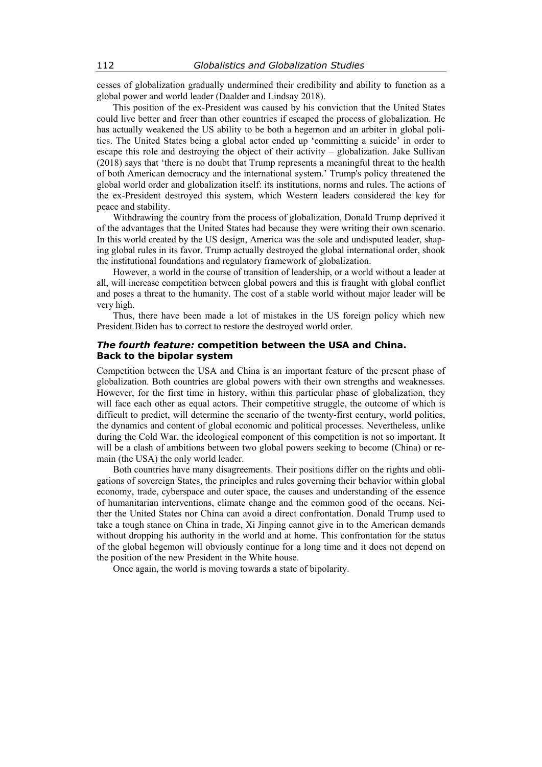cesses of globalization gradually undermined their credibility and ability to function as a global power and world leader (Daalder and Lindsay 2018).

This position of the ex-President was caused by his conviction that the United States could live better and freer than other countries if escaped the process of globalization. He has actually weakened the US ability to be both a hegemon and an arbiter in global politics. The United States being a global actor ended up 'committing a suicide' in order to escape this role and destroying the object of their activity – globalization. Jake Sullivan (2018) says that 'there is no doubt that Trump represents a meaningful threat to the health of both American democracy and the international system.' Trump's policy threatened the global world order and globalization itself: its institutions, norms and rules. The actions of the ex-President destroyed this system, which Western leaders considered the key for peace and stability.

Withdrawing the country from the process of globalization, Donald Trump deprived it of the advantages that the United States had because they were writing their own scenario. In this world created by the US design, America was the sole and undisputed leader, shaping global rules in its favor. Trump actually destroyed the global international order, shook the institutional foundations and regulatory framework of globalization.

However, a world in the course of transition of leadership, or a world without a leader at all, will increase competition between global powers and this is fraught with global conflict and poses a threat to the humanity. The cost of a stable world without major leader will be very high.

Thus, there have been made a lot of mistakes in the US foreign policy which new President Biden has to correct to restore the destroyed world order.

### *The fourth feature:* competition between the USA and China. Back to the bipolar system

Competition between the USA and China is an important feature of the present phase of globalization. Both countries are global powers with their own strengths and weaknesses. However, for the first time in history, within this particular phase of globalization, they will face each other as equal actors. Their competitive struggle, the outcome of which is difficult to predict, will determine the scenario of the twenty-first century, world politics, the dynamics and content of global economic and political processes. Nevertheless, unlike during the Cold War, the ideological component of this competition is not so important. It will be a clash of ambitions between two global powers seeking to become (China) or remain (the USA) the only world leader.

Both countries have many disagreements. Their positions differ on the rights and obligations of sovereign States, the principles and rules governing their behavior within global economy, trade, cyberspace and outer space, the causes and understanding of the essence of humanitarian interventions, climate change and the common good of the oceans. Neither the United States nor China can avoid a direct confrontation. Donald Trump used to take a tough stance on China in trade, Xi Jinping cannot give in to the American demands without dropping his authority in the world and at home. This confrontation for the status of the global hegemon will obviously continue for a long time and it does not depend on the position of the new President in the White house.

Once again, the world is moving towards a state of bipolarity.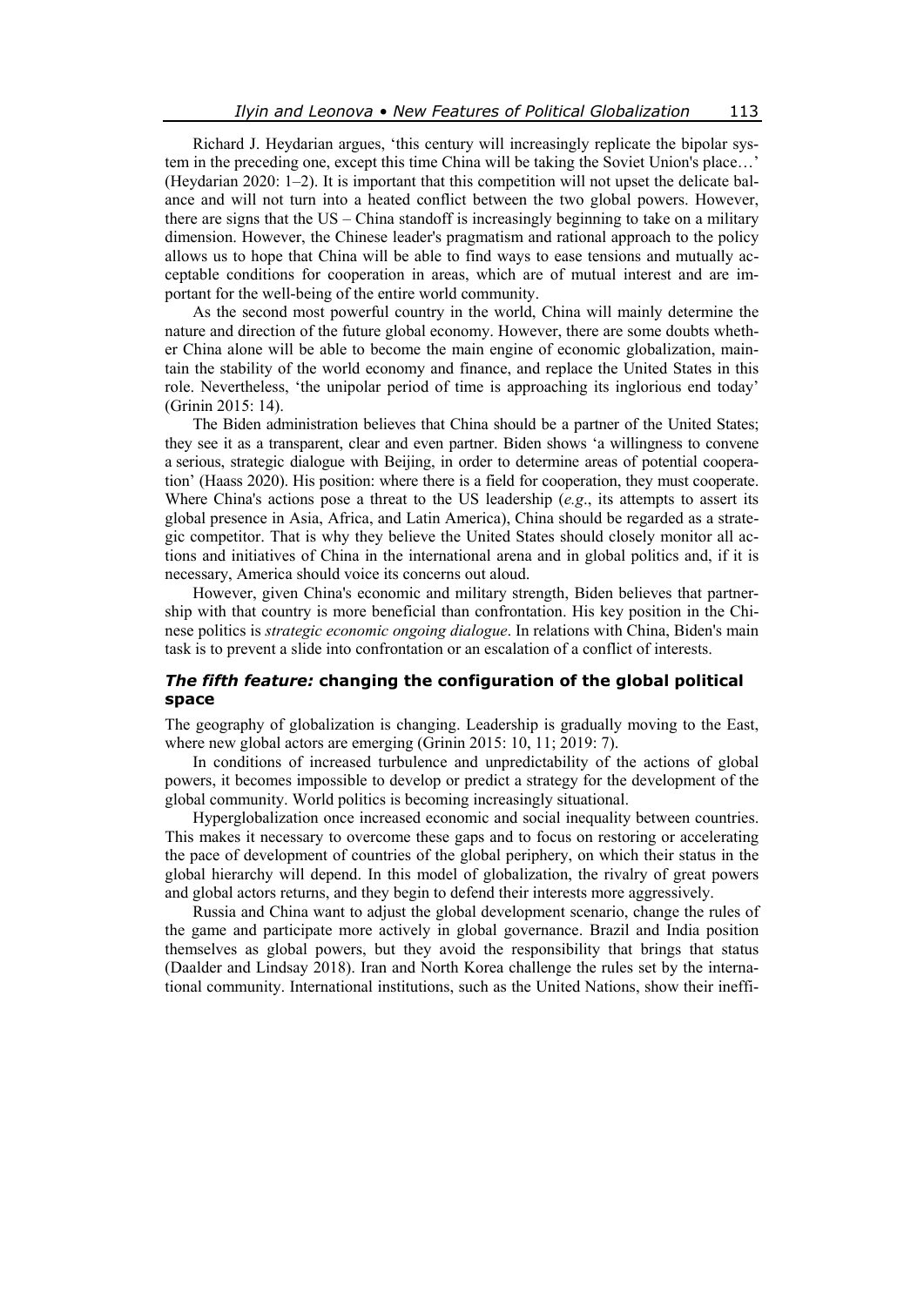Richard J. Heydarian argues, 'this century will increasingly replicate the bipolar system in the preceding one, except this time China will be taking the Soviet Union's place…' (Heydarian 2020: 1–2). It is important that this competition will not upset the delicate balance and will not turn into a heated conflict between the two global powers. However, there are signs that the US – China standoff is increasingly beginning to take on a military dimension. However, the Chinese leader's pragmatism and rational approach to the policy allows us to hope that China will be able to find ways to ease tensions and mutually acceptable conditions for cooperation in areas, which are of mutual interest and are important for the well-being of the entire world community.

As the second most powerful country in the world, China will mainly determine the nature and direction of the future global economy. However, there are some doubts whether China alone will be able to become the main engine of economic globalization, maintain the stability of the world economy and finance, and replace the United States in this role. Nevertheless, 'the unipolar period of time is approaching its inglorious end today' (Grinin 2015: 14).

The Biden administration believes that China should be a partner of the United States; they see it as a transparent, clear and even partner. Biden shows 'a willingness to convene a serious, strategic dialogue with Beijing, in order to determine areas of potential cooperation' (Haass 2020). His position: where there is a field for cooperation, they must cooperate. Where China's actions pose a threat to the US leadership (*e.g*., its attempts to assert its global presence in Asia, Africa, and Latin America), China should be regarded as a strategic competitor. That is why they believe the United States should closely monitor all actions and initiatives of China in the international arena and in global politics and, if it is necessary, America should voice its concerns out aloud.

However, given China's economic and military strength, Biden believes that partnership with that country is more beneficial than confrontation. His key position in the Chinese politics is *strategic economic ongoing dialogue*. In relations with China, Biden's main task is to prevent a slide into confrontation or an escalation of a conflict of interests.

### *The fifth feature:* changing the configuration of the global political space

The geography of globalization is changing. Leadership is gradually moving to the East, where new global actors are emerging (Grinin 2015: 10, 11; 2019: 7).

In conditions of increased turbulence and unpredictability of the actions of global powers, it becomes impossible to develop or predict a strategy for the development of the global community. World politics is becoming increasingly situational.

Hyperglobalization once increased economic and social inequality between countries. This makes it necessary to overcome these gaps and to focus on restoring or accelerating the pace of development of countries of the global periphery, on which their status in the global hierarchy will depend. In this model of globalization, the rivalry of great powers and global actors returns, and they begin to defend their interests more aggressively.

Russia and China want to adjust the global development scenario, change the rules of the game and participate more actively in global governance. Brazil and India position themselves as global powers, but they avoid the responsibility that brings that status (Daalder and Lindsay 2018). Iran and North Korea challenge the rules set by the international community. International institutions, such as the United Nations, show their ineffi-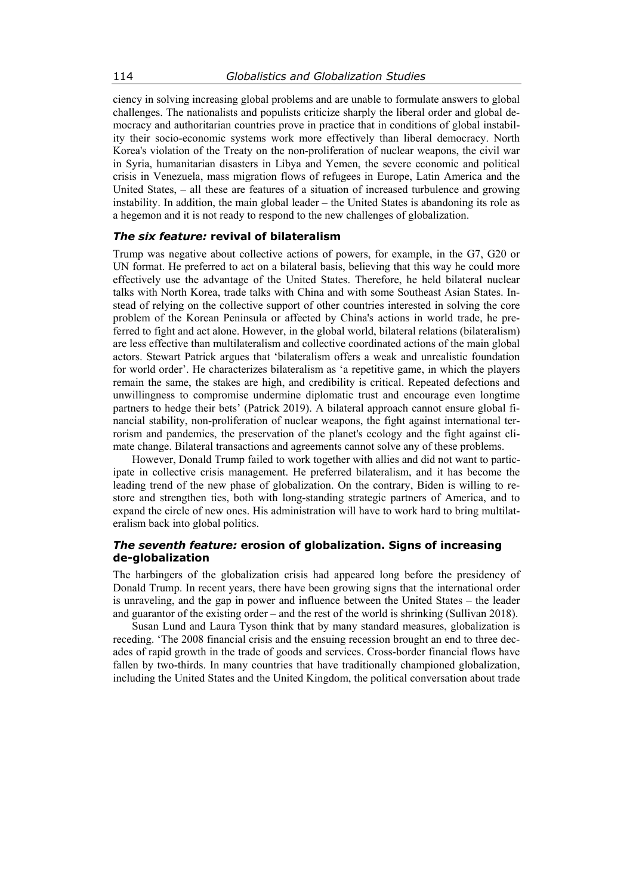ciency in solving increasing global problems and are unable to formulate answers to global challenges. The nationalists and populists criticize sharply the liberal order and global democracy and authoritarian countries prove in practice that in conditions of global instability their socio-economic systems work more effectively than liberal democracy. North Korea's violation of the Treaty on the non-proliferation of nuclear weapons, the civil war in Syria, humanitarian disasters in Libya and Yemen, the severe economic and political crisis in Venezuela, mass migration flows of refugees in Europe, Latin America and the United States, – all these are features of a situation of increased turbulence and growing instability. In addition, the main global leader – the United States is abandoning its role as a hegemon and it is not ready to respond to the new challenges of globalization.

### *The six feature:* revival of bilateralism

Trump was negative about collective actions of powers, for example, in the G7, G20 or UN format. He preferred to act on a bilateral basis, believing that this way he could more effectively use the advantage of the United States. Therefore, he held bilateral nuclear talks with North Korea, trade talks with China and with some Southeast Asian States. Instead of relying on the collective support of other countries interested in solving the core problem of the Korean Peninsula or affected by China's actions in world trade, he preferred to fight and act alone. However, in the global world, bilateral relations (bilateralism) are less effective than multilateralism and collective coordinated actions of the main global actors. Stewart Patrick argues that 'bilateralism offers a weak and unrealistic foundation for world order'. He characterizes bilateralism as 'a repetitive game, in which the players remain the same, the stakes are high, and credibility is critical. Repeated defections and unwillingness to compromise undermine diplomatic trust and encourage even longtime partners to hedge their bets' (Patrick 2019). A bilateral approach cannot ensure global financial stability, non-proliferation of nuclear weapons, the fight against international terrorism and pandemics, the preservation of the planet's ecology and the fight against climate change. Bilateral transactions and agreements cannot solve any of these problems.

However, Donald Trump failed to work together with allies and did not want to participate in collective crisis management. He preferred bilateralism, and it has become the leading trend of the new phase of globalization. On the contrary, Biden is willing to restore and strengthen ties, both with long-standing strategic partners of America, and to expand the circle of new ones. His administration will have to work hard to bring multilateralism back into global politics.

### *The seventh feature:* erosion of globalization. Signs of increasing de-globalization

The harbingers of the globalization crisis had appeared long before the presidency of Donald Trump. In recent years, there have been growing signs that the international order is unraveling, and the gap in power and influence between the United States – the leader and guarantor of the existing order – and the rest of the world is shrinking (Sullivan 2018).

Susan Lund and Laura Tyson think that by many standard measures, globalization is receding. 'The 2008 financial crisis and the ensuing recession brought an end to three decades of rapid growth in the trade of goods and services. Cross-border financial flows have fallen by two-thirds. In many countries that have traditionally championed globalization, including the United States and the United Kingdom, the political conversation about trade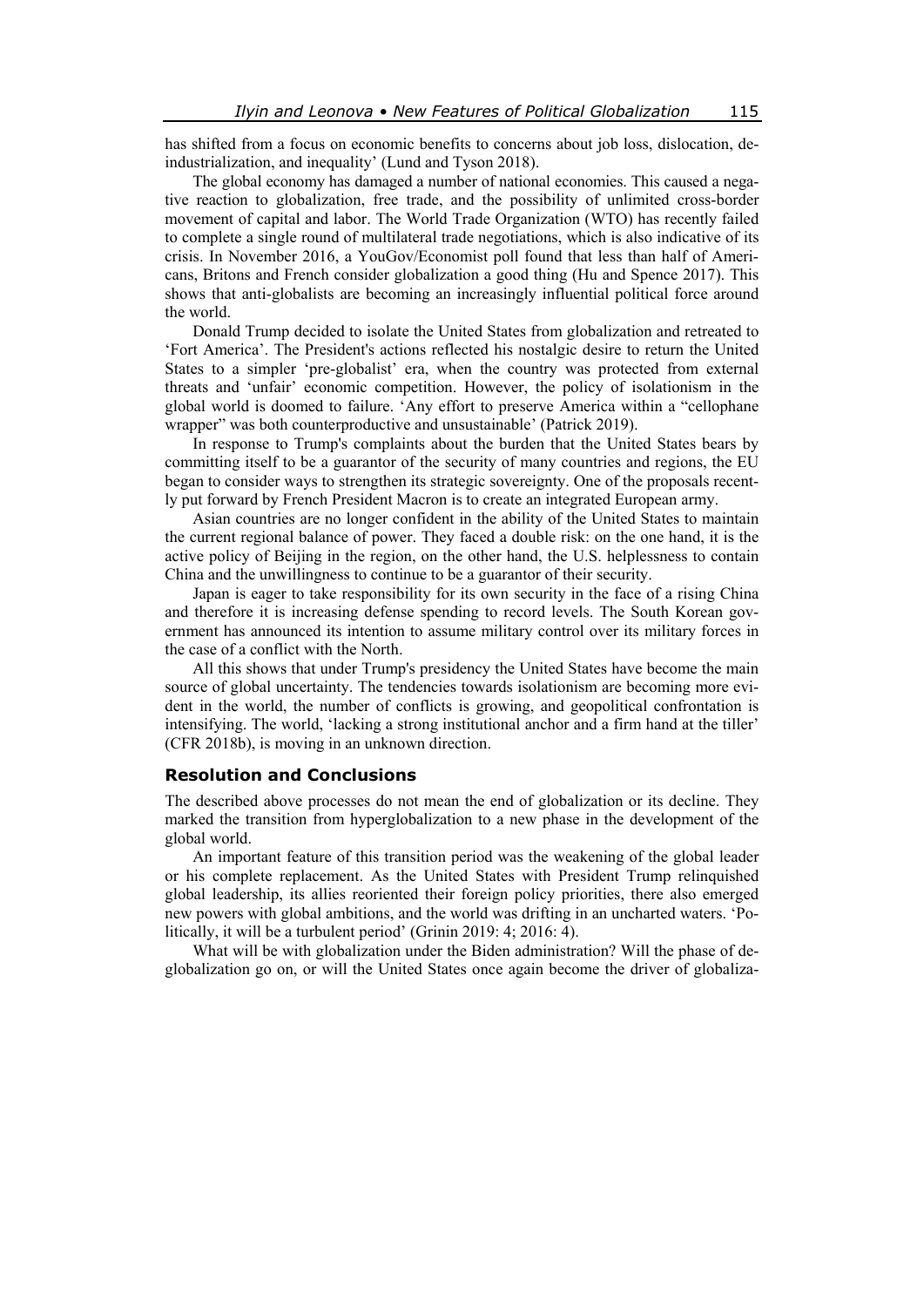has shifted from a focus on economic benefits to concerns about job loss, dislocation, de-industrialization, and inequality' (Lund and Tyson 2018).

The global economy has damaged a number of national economies. This caused a negative reaction to globalization, free trade, and the possibility of unlimited cross-border movement of capital and labor. The World Trade Organization (WTO) has recently failed to complete a single round of multilateral trade negotiations, which is also indicative of its crisis. In November 2016, a YouGov/Economist poll found that less than half of Americans, Britons and French consider globalization a good thing (Hu and Spence 2017). This shows that anti-globalists are becoming an increasingly influential political force around the world.

Donald Trump decided to isolate the United States from globalization and retreated to 'Fort America'. The President's actions reflected his nostalgic desire to return the United States to a simpler 'pre-globalist' era, when the country was protected from external threats and 'unfair' economic competition. However, the policy of isolationism in the global world is doomed to failure. 'Any effort to preserve America within a "cellophane wrapper" was both counterproductive and unsustainable' (Patrick 2019).

In response to Trump's complaints about the burden that the United States bears by committing itself to be a guarantor of the security of many countries and regions, the EU began to consider ways to strengthen its strategic sovereignty. One of the proposals recently put forward by French President Macron is to create an integrated European army.

Asian countries are no longer confident in the ability of the United States to maintain the current regional balance of power. They faced a double risk: on the one hand, it is the active policy of Beijing in the region, on the other hand, the U.S. helplessness to contain China and the unwillingness to continue to be a guarantor of their security.

Japan is eager to take responsibility for its own security in the face of a rising China and therefore it is increasing defense spending to record levels. The South Korean government has announced its intention to assume military control over its military forces in the case of a conflict with the North.

All this shows that under Trump's presidency the United States have become the main source of global uncertainty. The tendencies towards isolationism are becoming more evident in the world, the number of conflicts is growing, and geopolitical confrontation is intensifying. The world, 'lacking a strong institutional anchor and a firm hand at the tiller' (CFR 2018b), is moving in an unknown direction.

## Resolution and Conclusions

The described above processes do not mean the end of globalization or its decline. They marked the transition from hyperglobalization to a new phase in the development of the global world.

An important feature of this transition period was the weakening of the global leader or his complete replacement. As the United States with President Trump relinquished global leadership, its allies reoriented their foreign policy priorities, there also emerged new powers with global ambitions, and the world was drifting in an uncharted waters. 'Politically, it will be a turbulent period' (Grinin 2019: 4; 2016: 4).

What will be with globalization under the Biden administration? Will the phase of deglobalization go on, or will the United States once again become the driver of globaliza-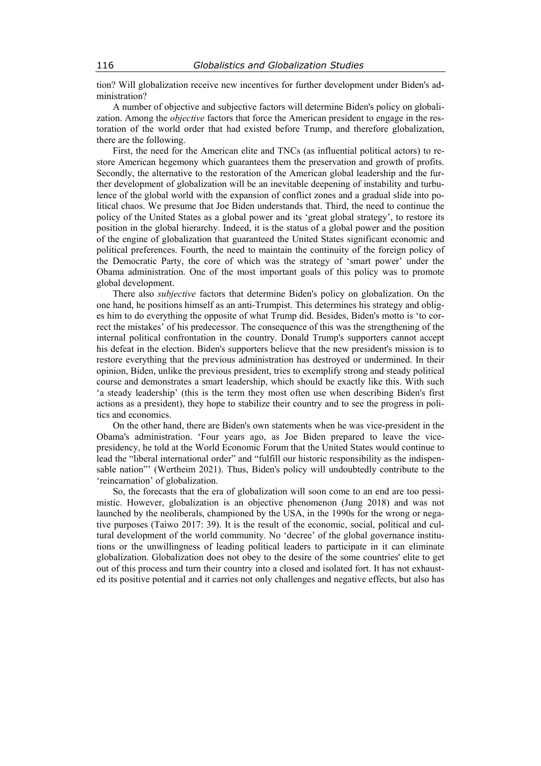tion? Will globalization receive new incentives for further development under Biden's administration?

A number of objective and subjective factors will determine Biden's policy on globalization. Among the *objective* factors that force the American president to engage in the restoration of the world order that had existed before Trump, and therefore globalization, there are the following.

First, the need for the American elite and TNCs (as influential political actors) to restore American hegemony which guarantees them the preservation and growth of profits. Secondly, the alternative to the restoration of the American global leadership and the further development of globalization will be an inevitable deepening of instability and turbulence of the global world with the expansion of conflict zones and a gradual slide into political chaos. We presume that Joe Biden understands that. Third, the need to continue the policy of the United States as a global power and its 'great global strategy', to restore its position in the global hierarchy. Indeed, it is the status of a global power and the position of the engine of globalization that guaranteed the United States significant economic and political preferences. Fourth, the need to maintain the continuity of the foreign policy of the Democratic Party, the core of which was the strategy of 'smart power' under the Obama administration. One of the most important goals of this policy was to promote global development.

There also *subjective* factors that determine Biden's policy on globalization. On the one hand, he positions himself as an anti-Trumpist. This determines his strategy and obliges him to do everything the opposite of what Trump did. Besides, Biden's motto is 'to correct the mistakes' of his predecessor. The consequence of this was the strengthening of the internal political confrontation in the country. Donald Trump's supporters cannot accept his defeat in the election. Biden's supporters believe that the new president's mission is to restore everything that the previous administration has destroyed or undermined. In their opinion, Biden, unlike the previous president, tries to exemplify strong and steady political course and demonstrates a smart leadership, which should be exactly like this. With such 'a steady leadership' (this is the term they most often use when describing Biden's first actions as a president), they hope to stabilize their country and to see the progress in politics and economics.

On the other hand, there are Biden's own statements when he was vice-president in the Obama's administration. 'Four years ago, as Joe Biden prepared to leave the vice-presidency, he told at the World Economic Forum that the United States would continue to lead the "liberal international order" and "fulfill our historic responsibility as the indispensable nation"' (Wertheim 2021). Thus, Biden's policy will undoubtedly contribute to the 'reincarnation' of globalization.

So, the forecasts that the era of globalization will soon come to an end are too pessimistic. However, globalization is an objective phenomenon (Jung 2018) and was not launched by the neoliberals, championed by the USA, in the 1990s for the wrong or negative purposes (Taiwo 2017: 39). It is the result of the economic, social, political and cultural development of the world community. No 'decree' of the global governance institutions or the unwillingness of leading political leaders to participate in it can eliminate globalization. Globalization does not obey to the desire of the some countries' elite to get out of this process and turn their country into a closed and isolated fort. It has not exhausted its positive potential and it carries not only challenges and negative effects, but also has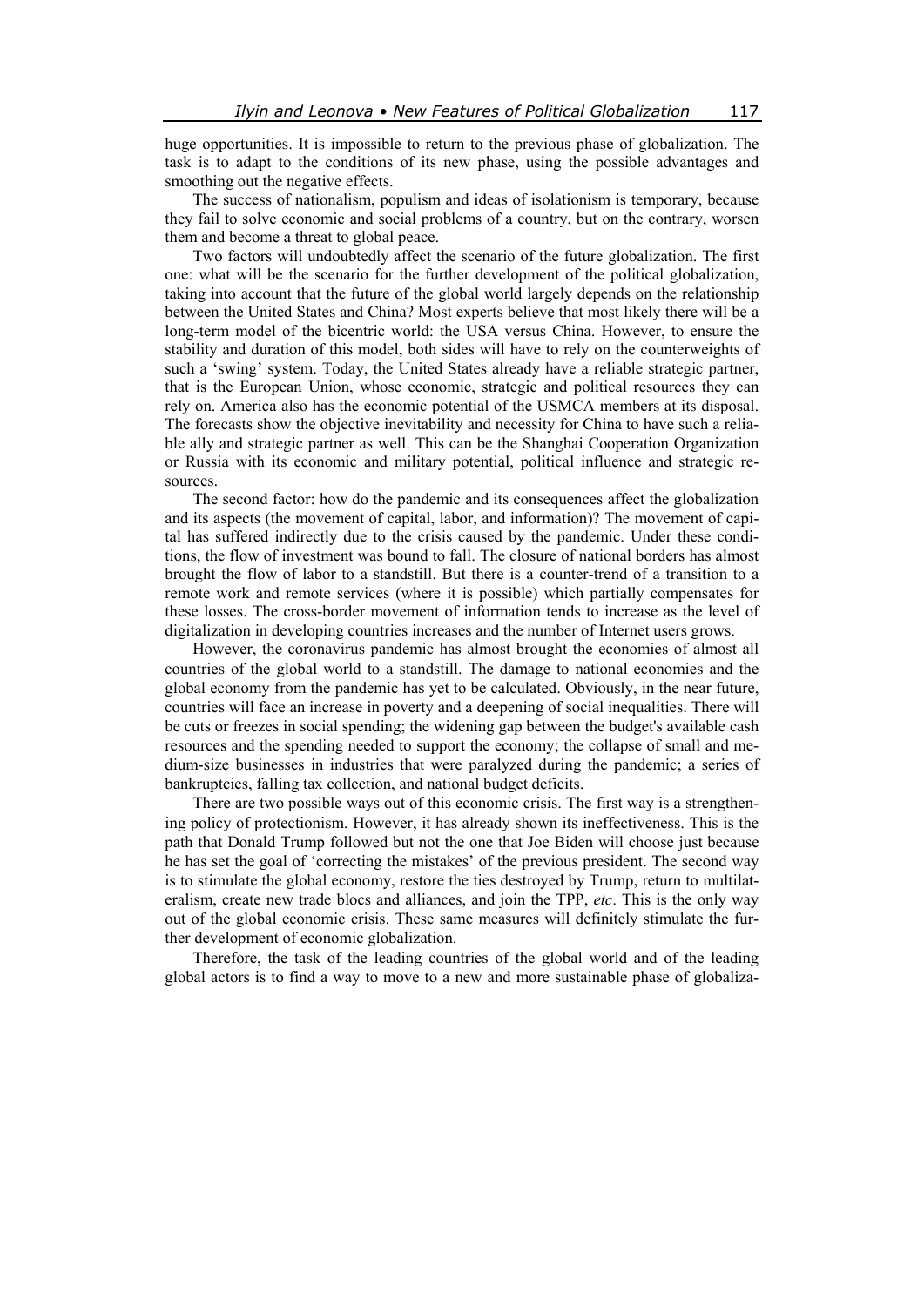huge opportunities. It is impossible to return to the previous phase of globalization. The task is to adapt to the conditions of its new phase, using the possible advantages and smoothing out the negative effects.

The success of nationalism, populism and ideas of isolationism is temporary, because they fail to solve economic and social problems of a country, but on the contrary, worsen them and become a threat to global peace.

Two factors will undoubtedly affect the scenario of the future globalization. The first one: what will be the scenario for the further development of the political globalization, taking into account that the future of the global world largely depends on the relationship between the United States and China? Most experts believe that most likely there will be a long-term model of the bicentric world: the USA versus China. However, to ensure the stability and duration of this model, both sides will have to rely on the counterweights of such a 'swing' system. Today, the United States already have a reliable strategic partner, that is the European Union, whose economic, strategic and political resources they can rely on. America also has the economic potential of the USMCA members at its disposal. The forecasts show the objective inevitability and necessity for China to have such a reliable ally and strategic partner as well. This can be the Shanghai Cooperation Organization or Russia with its economic and military potential, political influence and strategic resources.

The second factor: how do the pandemic and its consequences affect the globalization and its aspects (the movement of capital, labor, and information)? The movement of capital has suffered indirectly due to the crisis caused by the pandemic. Under these conditions, the flow of investment was bound to fall. The closure of national borders has almost brought the flow of labor to a standstill. But there is a counter-trend of a transition to a remote work and remote services (where it is possible) which partially compensates for these losses. The cross-border movement of information tends to increase as the level of digitalization in developing countries increases and the number of Internet users grows.

However, the coronavirus pandemic has almost brought the economies of almost all countries of the global world to a standstill. The damage to national economies and the global economy from the pandemic has yet to be calculated. Obviously, in the near future, countries will face an increase in poverty and a deepening of social inequalities. There will be cuts or freezes in social spending; the widening gap between the budget's available cash resources and the spending needed to support the economy; the collapse of small and medium-size businesses in industries that were paralyzed during the pandemic; a series of bankruptcies, falling tax collection, and national budget deficits.

There are two possible ways out of this economic crisis. The first way is a strengthening policy of protectionism. However, it has already shown its ineffectiveness. This is the path that Donald Trump followed but not the one that Joe Biden will choose just because he has set the goal of 'correcting the mistakes' of the previous president. The second way is to stimulate the global economy, restore the ties destroyed by Trump, return to multilateralism, create new trade blocs and alliances, and join the TPP, *etc*. This is the only way out of the global economic crisis. These same measures will definitely stimulate the further development of economic globalization.

Therefore, the task of the leading countries of the global world and of the leading global actors is to find a way to move to a new and more sustainable phase of globaliza-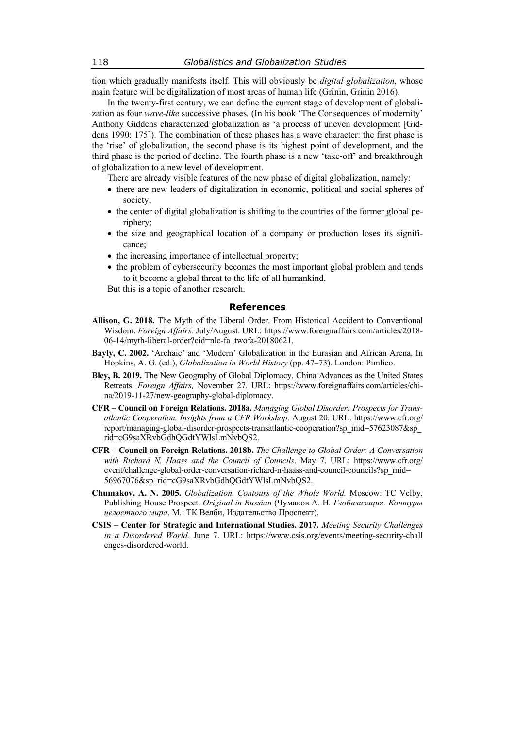tion which gradually manifests itself. This will obviously be *digital globalization*, whose main feature will be digitalization of most areas of human life (Grinin, Grinin 2016).

In the twenty-first century, we can define the current stage of development of globalization as four *wave-like* successive phases*.* (In his book 'The Consequences of modernity' Anthony Giddens characterized globalization as 'a process of uneven development [Giddens 1990: 175]). The combination of these phases has a wave character: the first phase is the 'rise' of globalization, the second phase is its highest point of development, and the third phase is the period of decline. The fourth phase is a new 'take-off' and breakthrough of globalization to a new level of development.

There are already visible features of the new phase of digital globalization, namely:

- there are new leaders of digitalization in economic, political and social spheres of society;
- the center of digital globalization is shifting to the countries of the former global periphery;
- the size and geographical location of a company or production loses its significance;
- the increasing importance of intellectual property;
- the problem of cybersecurity becomes the most important global problem and tends to it become a global threat to the life of all humankind.

But this is a topic of another research.

## References

**Allison, G. 2018.** The Myth of the Liberal Order. From Historical Accident to Conventional Wisdom. *Foreign Affairs.* July/August. URL: https://www.foreignaffairs.com/articles/2018-06-14/myth-liberal-order?cid=nlc-fa_twofa-20180621.

**Bayly, C. 2002.** 'Archaic' and 'Modern' Globalization in the Eurasian and African Arena. In Hopkins, A. G. (ed.), *Globalization in World History* (pp. 47–73). London: Pimlico.

**Bley, B. 2019.** The New Geography of Global Diplomacy. China Advances as the United States Retreats. *Foreign Affairs,* November 27. URL: https://www.foreignaffairs.com/articles/china/2019-11-27/new-geography-global-diplomacy.

**CFR – Council on Foreign Relations. 2018a.** *Managing Global Disorder: Prospects for Transatlantic Cooperation. Insights from a CFR Workshop*. August 20. URL: https://www.cfr.org/report/managing-global-disorder-prospects-transatlantic-cooperation?sp_mid=57623087&sp_rid=cG9saXRvbGdhQGdtYWlsLmNvbQS2.

**CFR – Council on Foreign Relations. 2018b.** *The Challenge to Global Order: A Conversation with Richard N. Haass and the Council of Councils*. May 7. URL: https://www.cfr.org/event/challenge-global-order-conversation-richard-n-haass-and-council-councils?sp_mid=56967076&sp_rid=cG9saXRvbGdhQGdtYWlsLmNvbQS2.

**Chumakov, A. N. 2005.** *Globalization. Contours of the Whole World.* Moscow: TC Velby, Publishing House Prospect. *Original in Russian* (Чумаков А. Н. *Глобализация. Контуры целостного мира*. М.: ТК Велби, Издательство Проспект).

**CSIS – Center for Strategic and International Studies. 2017.** *Meeting Security Challenges in a Disordered World.* June 7. URL: https://www.csis.org/events/meeting-security-challenges-disordered-world.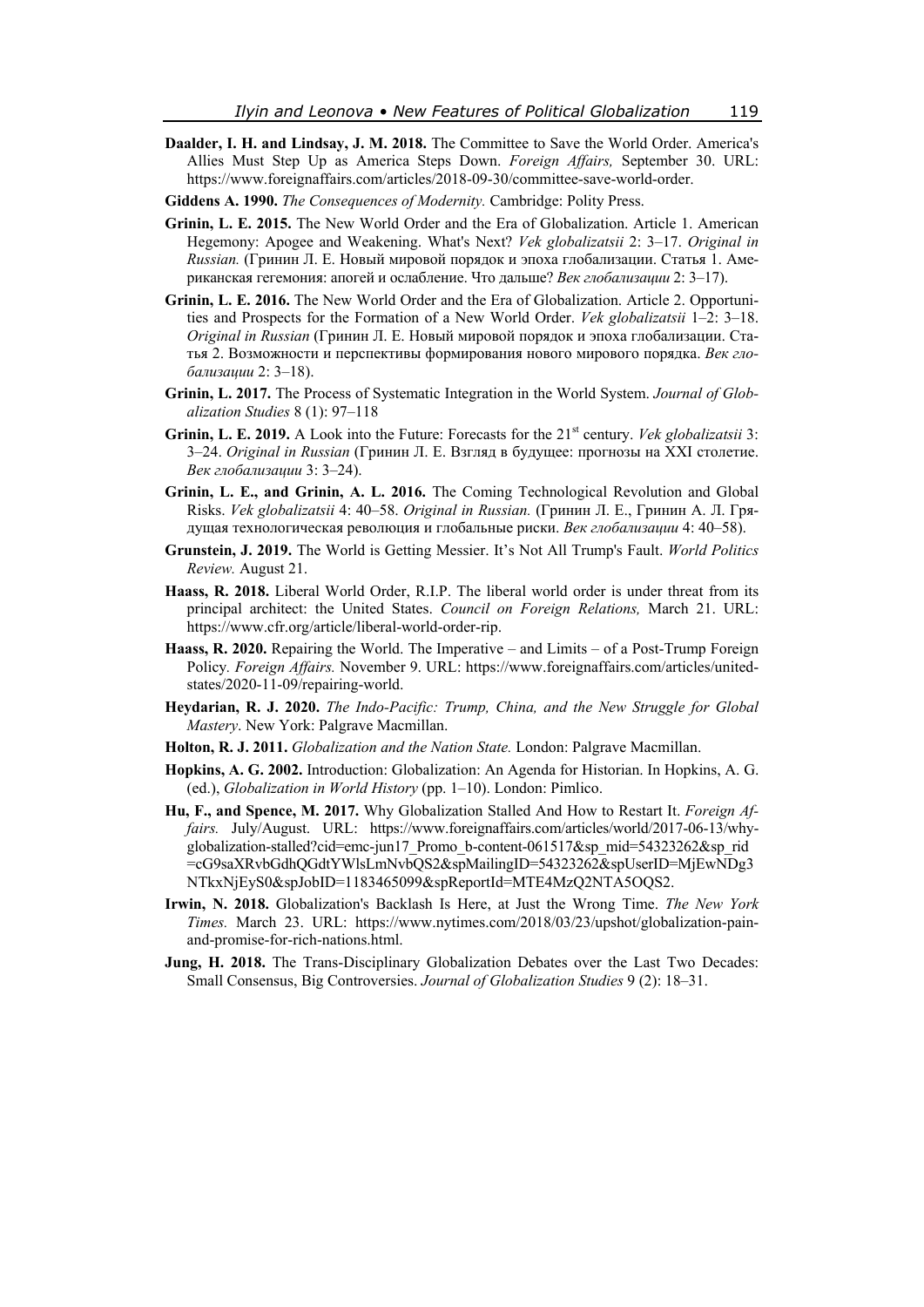**Daalder, I. H. and Lindsay, J. M. 2018.** The Committee to Save the World Order. America's Allies Must Step Up as America Steps Down. *Foreign Affairs,* September 30. URL: https://www.foreignaffairs.com/articles/2018-09-30/committee-save-world-order.

**Giddens A. 1990.** *The Consequences of Modernity.* Cambridge: Polity Press.

**Grinin, L. E. 2015.** The New World Order and the Era of Globalization. Article 1. American Hegemony: Apogee and Weakening. What's Next? *Vek globalizatsii* 2: 3–17. *Original in Russian.* (Гринин Л. Е. Новый мировой порядок и эпоха глобализации. Статья 1. Американская гегемония: апогей и ослабление. Что дальше? *Век глобализации* 2: 3–17).

**Grinin, L. E. 2016.** The New World Order and the Era of Globalization. Article 2. Opportunities and Prospects for the Formation of a New World Order. *Vek globalizatsii* 1–2: 3–18. *Original in Russian* (Гринин Л. Е. Новый мировой порядок и эпоха глобализации. Статья 2. Возможности и перспективы формирования нового мирового порядка. *Век глобализации* 2: 3–18).

**Grinin, L. 2017.** The Process of Systematic Integration in the World System. *Journal of Globalization Studies* 8 (1): 97–118

**Grinin, L. E. 2019.** A Look into the Future: Forecasts for the 21st century. *Vek globalizatsii* 3: 3–24. *Original in Russian* (Гринин Л. Е. Взгляд в будущее: прогнозы на XXI столетие. *Век глобализации* 3: 3–24).

**Grinin, L. E., and Grinin, A. L. 2016.** The Coming Technological Revolution and Global Risks. *Vek globalizatsii* 4: 40–58. *Original in Russian.* (Гринин Л. Е., Гринин А. Л. Грядущая технологическая революция и глобальные риски. *Век глобализации* 4: 40–58).

**Grunstein, J. 2019.** The World is Getting Messier. It's Not All Trump's Fault. *World Politics Review.* August 21.

**Haass, R. 2018.** Liberal World Order, R.I.P. The liberal world order is under threat from its principal architect: the United States. *Council on Foreign Relations,* March 21. URL: https://www.cfr.org/article/liberal-world-order-rip.

**Haass, R. 2020.** Repairing the World. The Imperative – and Limits – of a Post-Trump Foreign Policy. *Foreign Affairs.* November 9. URL: https://www.foreignaffairs.com/articles/united-states/2020-11-09/repairing-world.

**Heydarian, R. J. 2020.** *The Indo-Pacific: Trump, China, and the New Struggle for Global Mastery*. New York: Palgrave Macmillan.

**Holton, R. J. 2011.** *Globalization and the Nation State.* London: Palgrave Macmillan.

**Hopkins, A. G. 2002.** Introduction: Globalization: An Agenda for Historian. In Hopkins, A. G. (ed.), *Globalization in World History* (pp. 1–10). London: Pimlico.

**Hu, F., and Spence, M. 2017.** Why Globalization Stalled And How to Restart It. *Foreign Affairs.* July/August. URL: https://www.foreignaffairs.com/articles/world/2017-06-13/why-globalization-stalled?cid=emc-jun17_Promo_b-content-061517&sp_mid=54323262&sp_rid=cG9saXRvbGdhQGdtYWlsLmNvbQS2&spMailingID=54323262&spUserID=MjEwNDg3NTkxNjEyS0&spJobID=1183465099&spReportId=MTE4MzQ2NTA5OQS2.

**Irwin, N. 2018.** Globalization's Backlash Is Here, at Just the Wrong Time. *The New York Times.* March 23. URL: https://www.nytimes.com/2018/03/23/upshot/globalization-pain-and-promise-for-rich-nations.html.

**Jung, H. 2018.** The Trans-Disciplinary Globalization Debates over the Last Two Decades: Small Consensus, Big Controversies. *Journal of Globalization Studies* 9 (2): 18–31.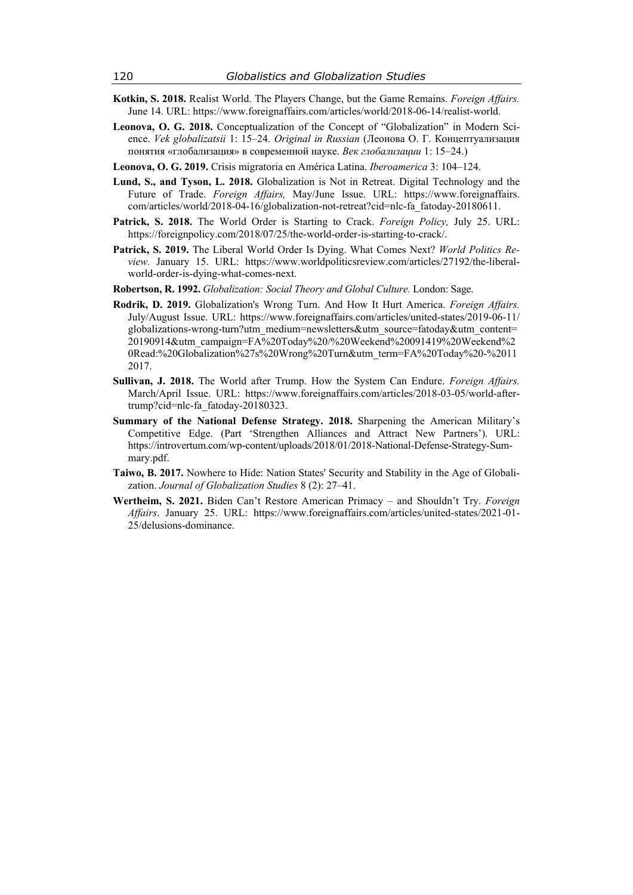**Kotkin, S. 2018.** Realist World. The Players Change, but the Game Remains. *Foreign Affairs.* June 14. URL: https://www.foreignaffairs.com/articles/world/2018-06-14/realist-world.

**Leonova, O. G. 2018.** Conceptualization of the Concept of "Globalization" in Modern Science. *Vek globalizatsii* 1: 15–24. *Original in Russian* (Леонова О. Г. Концептуализация понятия «глобализация» в современной науке. *Век глобализации* 1: 15–24.)

**Leonova, O. G. 2019.** Crisis migratoria en América Latina. *Iberoamerica* 3: 104–124.

**Lund, S., and Tyson, L. 2018.** Globalization is Not in Retreat. Digital Technology and the Future of Trade. *Foreign Affairs,* May/June Issue. URL: https://www.foreignaffairs.com/articles/world/2018-04-16/globalization-not-retreat?cid=nlc-fa_fatoday-20180611.

**Patrick, S. 2018.** The World Order is Starting to Crack. *Foreign Policy,* July 25. URL: https://foreignpolicy.com/2018/07/25/the-world-order-is-starting-to-crack/.

**Patrick, S. 2019.** The Liberal World Order Is Dying. What Comes Next? *World Politics Review.* January 15. URL: https://www.worldpoliticsreview.com/articles/27192/the-liberal-world-order-is-dying-what-comes-next.

**Robertson, R. 1992.** *Globalization: Social Theory and Global Culture.* London: Sage.

**Rodrik, D. 2019.** Globalization's Wrong Turn. And How It Hurt America. *Foreign Affairs.* July/August Issue. URL: https://www.foreignaffairs.com/articles/united-states/2019-06-11/globalizations-wrong-turn?utm_medium=newsletters&utm_source=fatoday&utm_content=20190914&utm_campaign=FA%20Today%20/%20Weekend%20091419%20Weekend%20Read:%20Globalization%27s%20Wrong%20Turn&utm_term=FA%20Today%20-%20112017.

**Sullivan, J. 2018.** The World after Trump. How the System Can Endure. *Foreign Affairs.* March/April Issue. URL: https://www.foreignaffairs.com/articles/2018-03-05/world-after-trump?cid=nlc-fa_fatoday-20180323.

**Summary of the National Defense Strategy. 2018.** Sharpening the American Military's Competitive Edge. (Part 'Strengthen Alliances and Attract New Partners'). URL: https://introvertum.com/wp-content/uploads/2018/01/2018-National-Defense-Strategy-Summary.pdf.

**Taiwo, B. 2017.** Nowhere to Hide: Nation States' Security and Stability in the Age of Globalization. *Journal of Globalization Studies* 8 (2): 27–41.

**Wertheim, S. 2021.** Biden Can't Restore American Primacy – and Shouldn't Try. *Foreign Affairs*. January 25. URL: https://www.foreignaffairs.com/articles/united-states/2021-01-25/delusions-dominance.